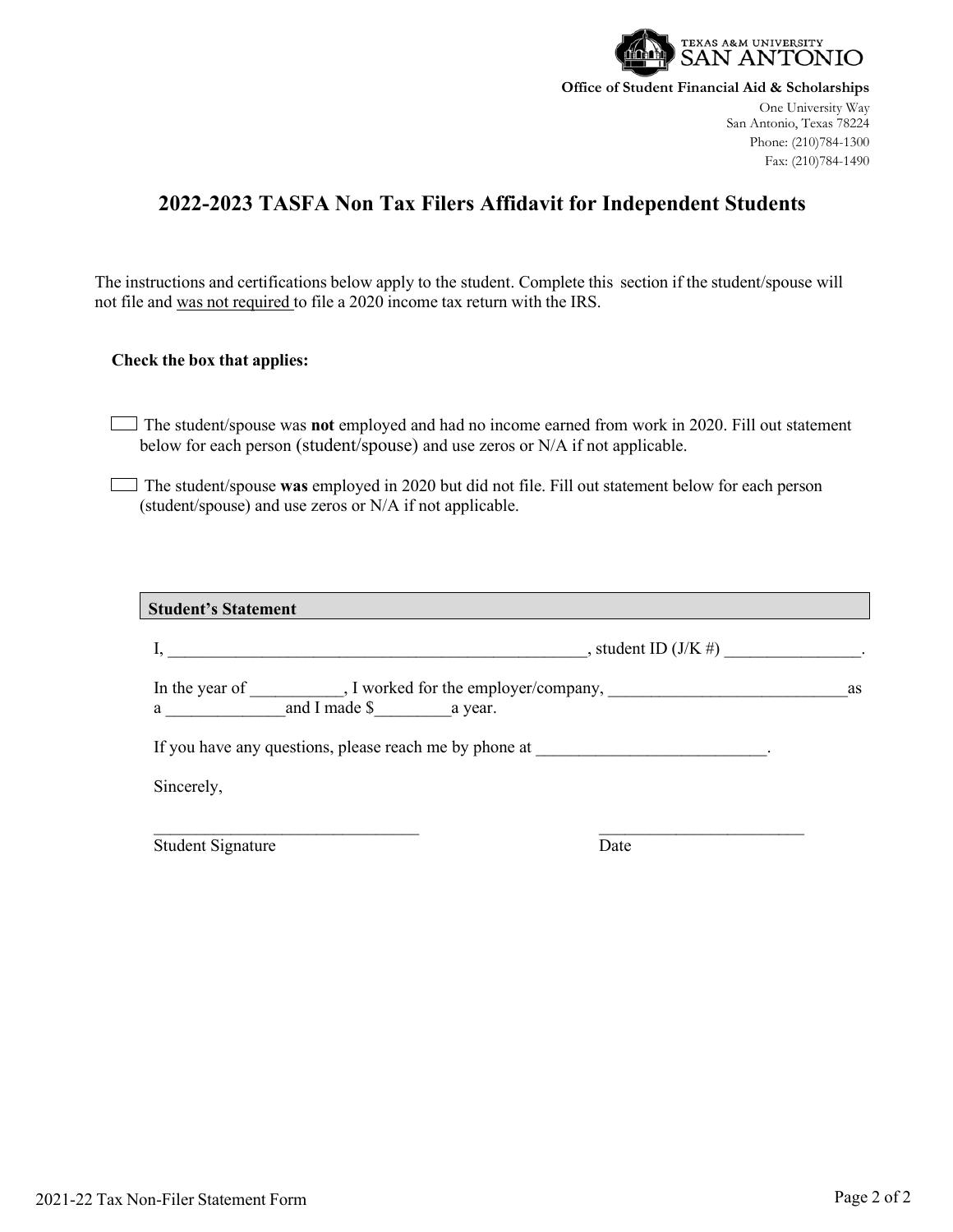TEXAS A&M UNIVERSITY SAN ANTONIO

**Office of Student Financial Aid & Scholarships**

One University Way
San Antonio, Texas 78224
Phone: (210)784-1300
Fax: (210)784-1490

# 2022-2023 TASFA Non Tax Filers Affidavit for Independent Students

The instructions and certifications below apply to the student. Complete this section if the student/spouse will not file and <u>was not required</u> to file a 2020 income tax return with the IRS.

**Check the box that applies:**

☐ The student/spouse was **not** employed and had no income earned from work in 2020. Fill out statement below for each person (student/spouse) and use zeros or N/A if not applicable.

☐ The student/spouse **was** employed in 2020 but did not file. Fill out statement below for each person (student/spouse) and use zeros or N/A if not applicable.

**Student's Statement**

I, ___________________________________________________, student ID (J/K #) ________________.

In the year of ___________, I worked for the employer/company, ____________________________as a ______________and I made $_________a year.

If you have any questions, please reach me by phone at ___________________________.

Sincerely,

_______________________________ Student Signature

________________________ Date

2021-22 Tax Non-Filer Statement Form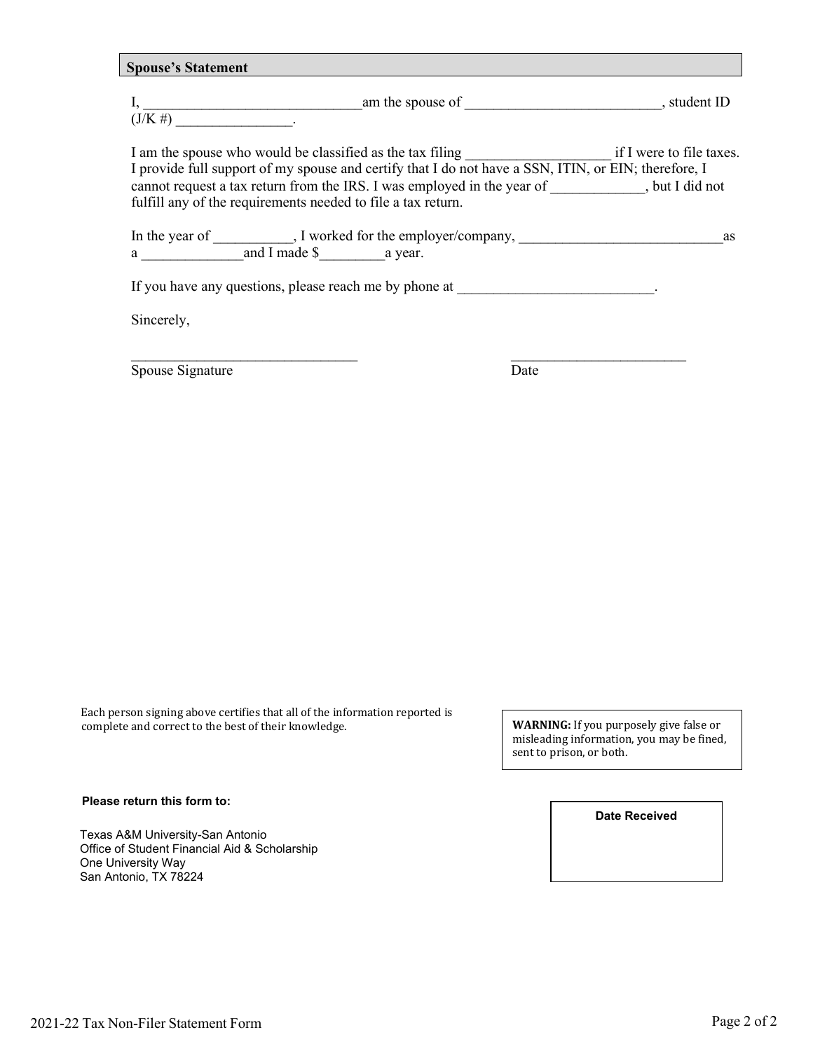## Spouse's Statement

I, ______________________________am the spouse of ___________________________, student ID (J/K #) ________________.

I am the spouse who would be classified as the tax filing ____________________ if I were to file taxes. I provide full support of my spouse and certify that I do not have a SSN, ITIN, or EIN; therefore, I cannot request a tax return from the IRS. I was employed in the year of _____________, but I did not fulfill any of the requirements needed to file a tax return.

In the year of ___________, I worked for the employer/company, ____________________________as a ______________and I made $_________a year.

If you have any questions, please reach me by phone at ___________________________.

Sincerely,

________________________________ &nbsp;&nbsp;&nbsp;&nbsp;&nbsp;&nbsp;&nbsp;&nbsp; _________________________

Spouse Signature &nbsp;&nbsp;&nbsp;&nbsp;&nbsp;&nbsp;&nbsp;&nbsp;&nbsp;&nbsp;&nbsp;&nbsp;&nbsp;&nbsp;&nbsp;&nbsp;&nbsp;&nbsp;&nbsp;&nbsp;&nbsp;&nbsp;&nbsp;&nbsp;&nbsp;&nbsp;&nbsp;&nbsp;&nbsp;&nbsp; Date

Each person signing above certifies that all of the information reported is complete and correct to the best of their knowledge.

**WARNING:** If you purposely give false or misleading information, you may be fined, sent to prison, or both.

**Please return this form to:**

Texas A&M University-San Antonio
Office of Student Financial Aid & Scholarship
One University Way
San Antonio, TX 78224

**Date Received**

2021-22 Tax Non-Filer Statement Form